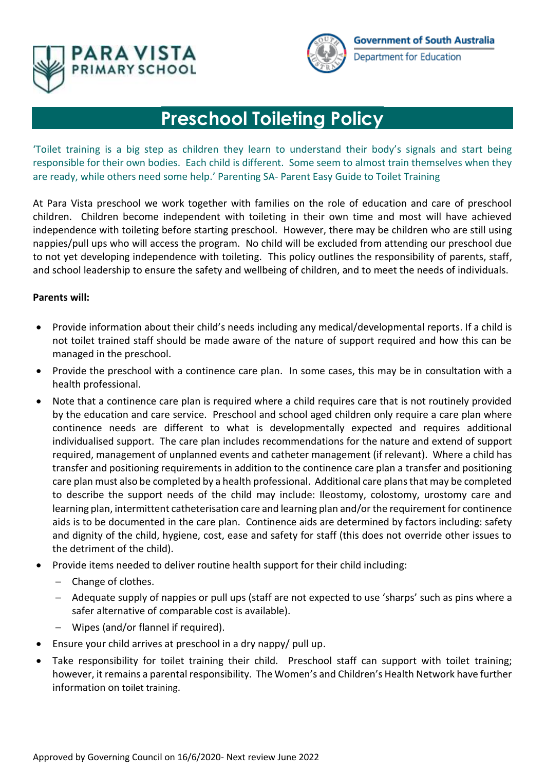PARA VISTA PRIMARY SCHOOL

Government of South Australia
Department for Education

# Preschool Toileting Policy

'Toilet training is a big step as children they learn to understand their body's signals and start being responsible for their own bodies. Each child is different. Some seem to almost train themselves when they are ready, while others need some help.' Parenting SA- Parent Easy Guide to Toilet Training

At Para Vista preschool we work together with families on the role of education and care of preschool children. Children become independent with toileting in their own time and most will have achieved independence with toileting before starting preschool. However, there may be children who are still using nappies/pull ups who will access the program. No child will be excluded from attending our preschool due to not yet developing independence with toileting. This policy outlines the responsibility of parents, staff, and school leadership to ensure the safety and wellbeing of children, and to meet the needs of individuals.

**Parents will:**

- Provide information about their child's needs including any medical/developmental reports. If a child is not toilet trained staff should be made aware of the nature of support required and how this can be managed in the preschool.
- Provide the preschool with a continence care plan. In some cases, this may be in consultation with a health professional.
- Note that a continence care plan is required where a child requires care that is not routinely provided by the education and care service. Preschool and school aged children only require a care plan where continence needs are different to what is developmentally expected and requires additional individualised support. The care plan includes recommendations for the nature and extend of support required, management of unplanned events and catheter management (if relevant). Where a child has transfer and positioning requirements in addition to the continence care plan a transfer and positioning care plan must also be completed by a health professional. Additional care plans that may be completed to describe the support needs of the child may include: Ileostomy, colostomy, urostomy care and learning plan, intermittent catheterisation care and learning plan and/or the requirement for continence aids is to be documented in the care plan. Continence aids are determined by factors including: safety and dignity of the child, hygiene, cost, ease and safety for staff (this does not override other issues to the detriment of the child).
- Provide items needed to deliver routine health support for their child including:
  - Change of clothes.
  - Adequate supply of nappies or pull ups (staff are not expected to use 'sharps' such as pins where a safer alternative of comparable cost is available).
  - Wipes (and/or flannel if required).
- Ensure your child arrives at preschool in a dry nappy/ pull up.
- Take responsibility for toilet training their child. Preschool staff can support with toilet training; however, it remains a parental responsibility. The Women's and Children's Health Network have further information on toilet training.

Approved by Governing Council on 16/6/2020- Next review June 2022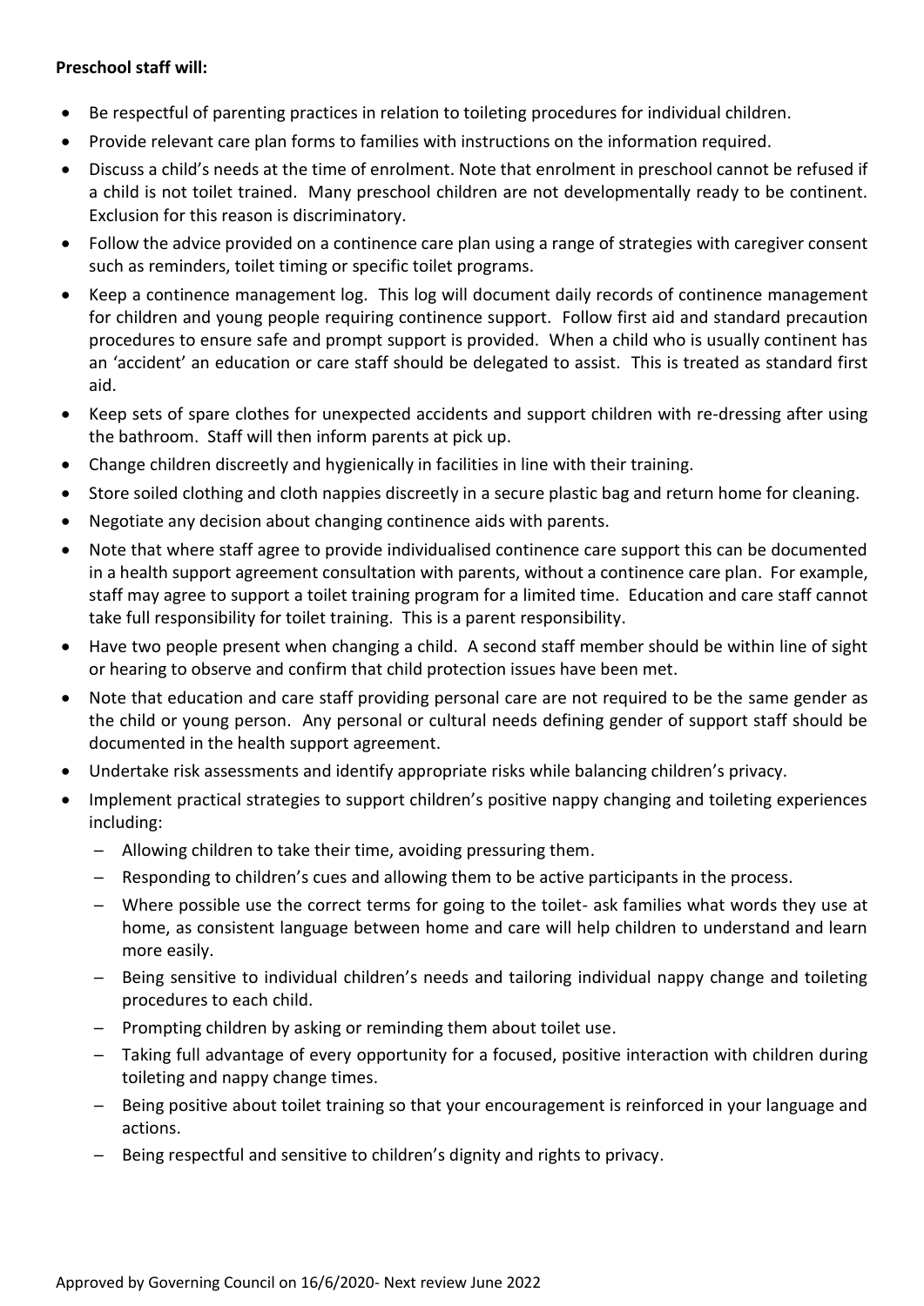**Preschool staff will:**

- Be respectful of parenting practices in relation to toileting procedures for individual children.
- Provide relevant care plan forms to families with instructions on the information required.
- Discuss a child's needs at the time of enrolment. Note that enrolment in preschool cannot be refused if a child is not toilet trained. Many preschool children are not developmentally ready to be continent. Exclusion for this reason is discriminatory.
- Follow the advice provided on a continence care plan using a range of strategies with caregiver consent such as reminders, toilet timing or specific toilet programs.
- Keep a continence management log. This log will document daily records of continence management for children and young people requiring continence support. Follow first aid and standard precaution procedures to ensure safe and prompt support is provided. When a child who is usually continent has an 'accident' an education or care staff should be delegated to assist. This is treated as standard first aid.
- Keep sets of spare clothes for unexpected accidents and support children with re-dressing after using the bathroom. Staff will then inform parents at pick up.
- Change children discreetly and hygienically in facilities in line with their training.
- Store soiled clothing and cloth nappies discreetly in a secure plastic bag and return home for cleaning.
- Negotiate any decision about changing continence aids with parents.
- Note that where staff agree to provide individualised continence care support this can be documented in a health support agreement consultation with parents, without a continence care plan. For example, staff may agree to support a toilet training program for a limited time. Education and care staff cannot take full responsibility for toilet training. This is a parent responsibility.
- Have two people present when changing a child. A second staff member should be within line of sight or hearing to observe and confirm that child protection issues have been met.
- Note that education and care staff providing personal care are not required to be the same gender as the child or young person. Any personal or cultural needs defining gender of support staff should be documented in the health support agreement.
- Undertake risk assessments and identify appropriate risks while balancing children's privacy.
- Implement practical strategies to support children's positive nappy changing and toileting experiences including:
  - Allowing children to take their time, avoiding pressuring them.
  - Responding to children's cues and allowing them to be active participants in the process.
  - Where possible use the correct terms for going to the toilet- ask families what words they use at home, as consistent language between home and care will help children to understand and learn more easily.
  - Being sensitive to individual children's needs and tailoring individual nappy change and toileting procedures to each child.
  - Prompting children by asking or reminding them about toilet use.
  - Taking full advantage of every opportunity for a focused, positive interaction with children during toileting and nappy change times.
  - Being positive about toilet training so that your encouragement is reinforced in your language and actions.
  - Being respectful and sensitive to children's dignity and rights to privacy.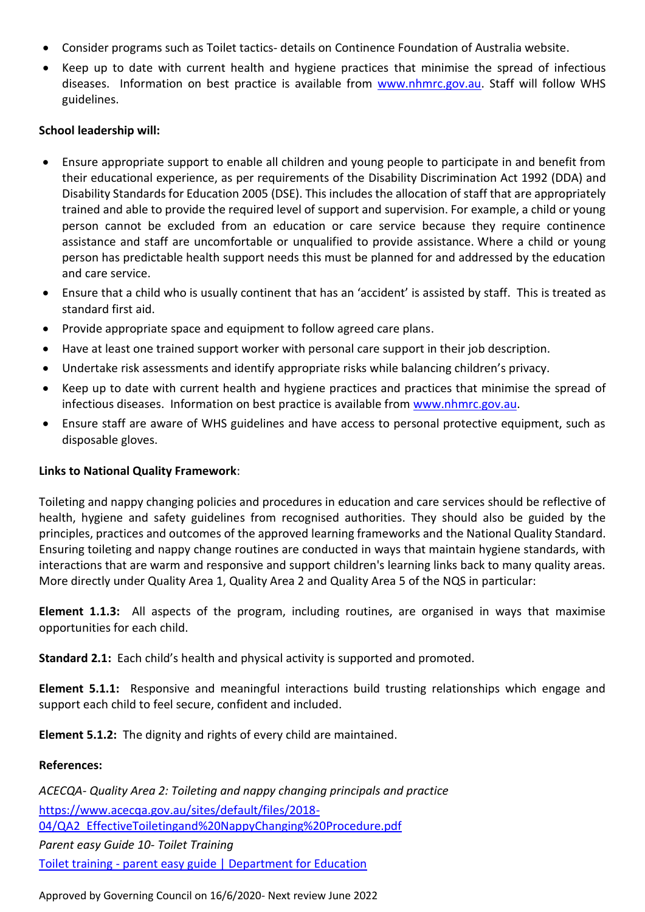- Consider programs such as Toilet tactics- details on Continence Foundation of Australia website.
- Keep up to date with current health and hygiene practices that minimise the spread of infectious diseases. Information on best practice is available from www.nhmrc.gov.au. Staff will follow WHS guidelines.

**School leadership will:**

- Ensure appropriate support to enable all children and young people to participate in and benefit from their educational experience, as per requirements of the Disability Discrimination Act 1992 (DDA) and Disability Standards for Education 2005 (DSE). This includes the allocation of staff that are appropriately trained and able to provide the required level of support and supervision. For example, a child or young person cannot be excluded from an education or care service because they require continence assistance and staff are uncomfortable or unqualified to provide assistance. Where a child or young person has predictable health support needs this must be planned for and addressed by the education and care service.
- Ensure that a child who is usually continent that has an 'accident' is assisted by staff. This is treated as standard first aid.
- Provide appropriate space and equipment to follow agreed care plans.
- Have at least one trained support worker with personal care support in their job description.
- Undertake risk assessments and identify appropriate risks while balancing children's privacy.
- Keep up to date with current health and hygiene practices and practices that minimise the spread of infectious diseases. Information on best practice is available from www.nhmrc.gov.au.
- Ensure staff are aware of WHS guidelines and have access to personal protective equipment, such as disposable gloves.

**Links to National Quality Framework**:

Toileting and nappy changing policies and procedures in education and care services should be reflective of health, hygiene and safety guidelines from recognised authorities. They should also be guided by the principles, practices and outcomes of the approved learning frameworks and the National Quality Standard. Ensuring toileting and nappy change routines are conducted in ways that maintain hygiene standards, with interactions that are warm and responsive and support children's learning links back to many quality areas. More directly under Quality Area 1, Quality Area 2 and Quality Area 5 of the NQS in particular:

**Element 1.1.3:** All aspects of the program, including routines, are organised in ways that maximise opportunities for each child.

**Standard 2.1:** Each child's health and physical activity is supported and promoted.

**Element 5.1.1:** Responsive and meaningful interactions build trusting relationships which engage and support each child to feel secure, confident and included.

**Element 5.1.2:** The dignity and rights of every child are maintained.

**References:**

*ACECQA- Quality Area 2: Toileting and nappy changing principals and practice*

https://www.acecqa.gov.au/sites/default/files/2018-04/QA2_EffectiveToiletingand%20NappyChanging%20Procedure.pdf

*Parent easy Guide 10- Toilet Training*

Toilet training - parent easy guide | Department for Education

Approved by Governing Council on 16/6/2020- Next review June 2022